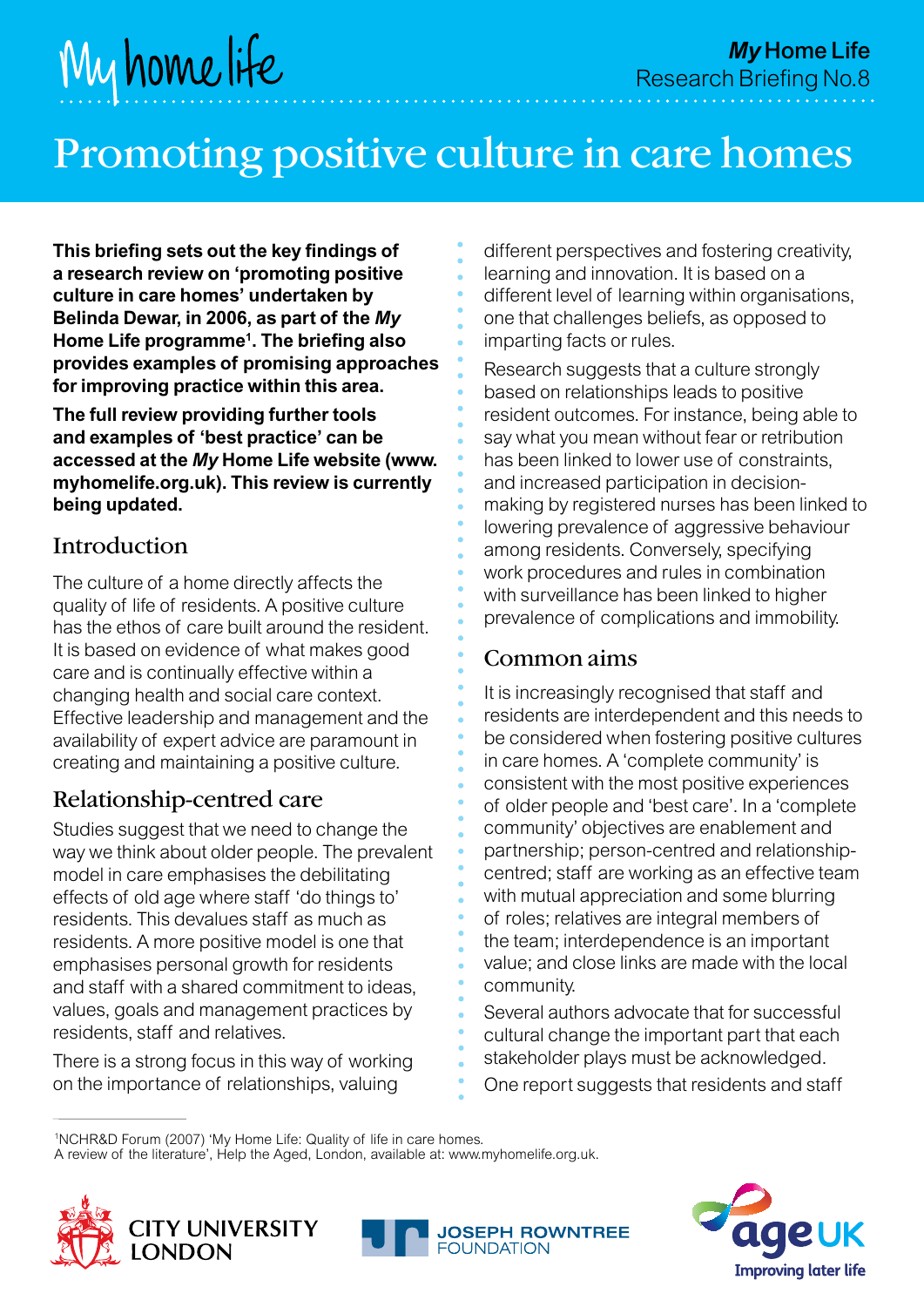# Promoting positive culture in care homes

**This briefing sets out the key findings of a research review on 'promoting positive culture in care homes' undertaken by Belinda Dewar, in 2006, as part of the *My* Home Life programme[1]. The briefing also provides examples of promising approaches for improving practice within this area.**

**The full review providing further tools and examples of 'best practice' can be accessed at the *My* Home Life website (www.myhomelife.org.uk). This review is currently being updated.**

## Introduction

The culture of a home directly affects the quality of life of residents. A positive culture has the ethos of care built around the resident. It is based on evidence of what makes good care and is continually effective within a changing health and social care context. Effective leadership and management and the availability of expert advice are paramount in creating and maintaining a positive culture.

## Relationship-centred care

Studies suggest that we need to change the way we think about older people. The prevalent model in care emphasises the debilitating effects of old age where staff 'do things to' residents. This devalues staff as much as residents. A more positive model is one that emphasises personal growth for residents and staff with a shared commitment to ideas, values, goals and management practices by residents, staff and relatives.

There is a strong focus in this way of working on the importance of relationships, valuing different perspectives and fostering creativity, learning and innovation. It is based on a different level of learning within organisations, one that challenges beliefs, as opposed to imparting facts or rules.

Research suggests that a culture strongly based on relationships leads to positive resident outcomes. For instance, being able to say what you mean without fear or retribution has been linked to lower use of constraints, and increased participation in decision-making by registered nurses has been linked to lowering prevalence of aggressive behaviour among residents. Conversely, specifying work procedures and rules in combination with surveillance has been linked to higher prevalence of complications and immobility.

## Common aims

It is increasingly recognised that staff and residents are interdependent and this needs to be considered when fostering positive cultures in care homes. A 'complete community' is consistent with the most positive experiences of older people and 'best care'. In a 'complete community' objectives are enablement and partnership; person-centred and relationship-centred; staff are working as an effective team with mutual appreciation and some blurring of roles; relatives are integral members of the team; interdependence is an important value; and close links are made with the local community.

Several authors advocate that for successful cultural change the important part that each stakeholder plays must be acknowledged.

One report suggests that residents and staff

[1] NCHR&D Forum (2007) 'My Home Life: Quality of life in care homes. A review of the literature', Help the Aged, London, available at: www.myhomelife.org.uk.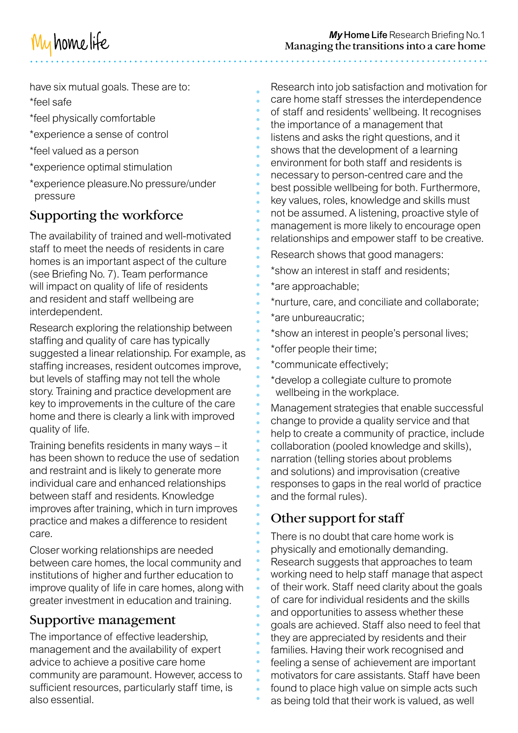have six mutual goals. These are to:

*feel safe

*feel physically comfortable

*experience a sense of control

*feel valued as a person

*experience optimal stimulation

*experience pleasure.No pressure/under pressure

## Supporting the workforce

The availability of trained and well-motivated staff to meet the needs of residents in care homes is an important aspect of the culture (see Briefing No. 7). Team performance will impact on quality of life of residents and resident and staff wellbeing are interdependent.

Research exploring the relationship between staffing and quality of care has typically suggested a linear relationship. For example, as staffing increases, resident outcomes improve, but levels of staffing may not tell the whole story. Training and practice development are key to improvements in the culture of the care home and there is clearly a link with improved quality of life.

Training benefits residents in many ways – it has been shown to reduce the use of sedation and restraint and is likely to generate more individual care and enhanced relationships between staff and residents. Knowledge improves after training, which in turn improves practice and makes a difference to resident care.

Closer working relationships are needed between care homes, the local community and institutions of higher and further education to improve quality of life in care homes, along with greater investment in education and training.

## Supportive management

The importance of effective leadership, management and the availability of expert advice to achieve a positive care home community are paramount. However, access to sufficient resources, particularly staff time, is also essential.

Research into job satisfaction and motivation for care home staff stresses the interdependence of staff and residents' wellbeing. It recognises the importance of a management that listens and asks the right questions, and it shows that the development of a learning environment for both staff and residents is necessary to person-centred care and the best possible wellbeing for both. Furthermore, key values, roles, knowledge and skills must not be assumed. A listening, proactive style of management is more likely to encourage open relationships and empower staff to be creative.

Research shows that good managers:

*show an interest in staff and residents;

*are approachable;

*nurture, care, and conciliate and collaborate;

*are unbureaucratic;

*show an interest in people's personal lives;

*offer people their time;

*communicate effectively;

*develop a collegiate culture to promote wellbeing in the workplace.

Management strategies that enable successful change to provide a quality service and that help to create a community of practice, include collaboration (pooled knowledge and skills), narration (telling stories about problems and solutions) and improvisation (creative responses to gaps in the real world of practice and the formal rules).

## Other support for staff

There is no doubt that care home work is physically and emotionally demanding. Research suggests that approaches to team working need to help staff manage that aspect of their work. Staff need clarity about the goals of care for individual residents and the skills and opportunities to assess whether these goals are achieved. Staff also need to feel that they are appreciated by residents and their families. Having their work recognised and feeling a sense of achievement are important motivators for care assistants. Staff have been found to place high value on simple acts such as being told that their work is valued, as well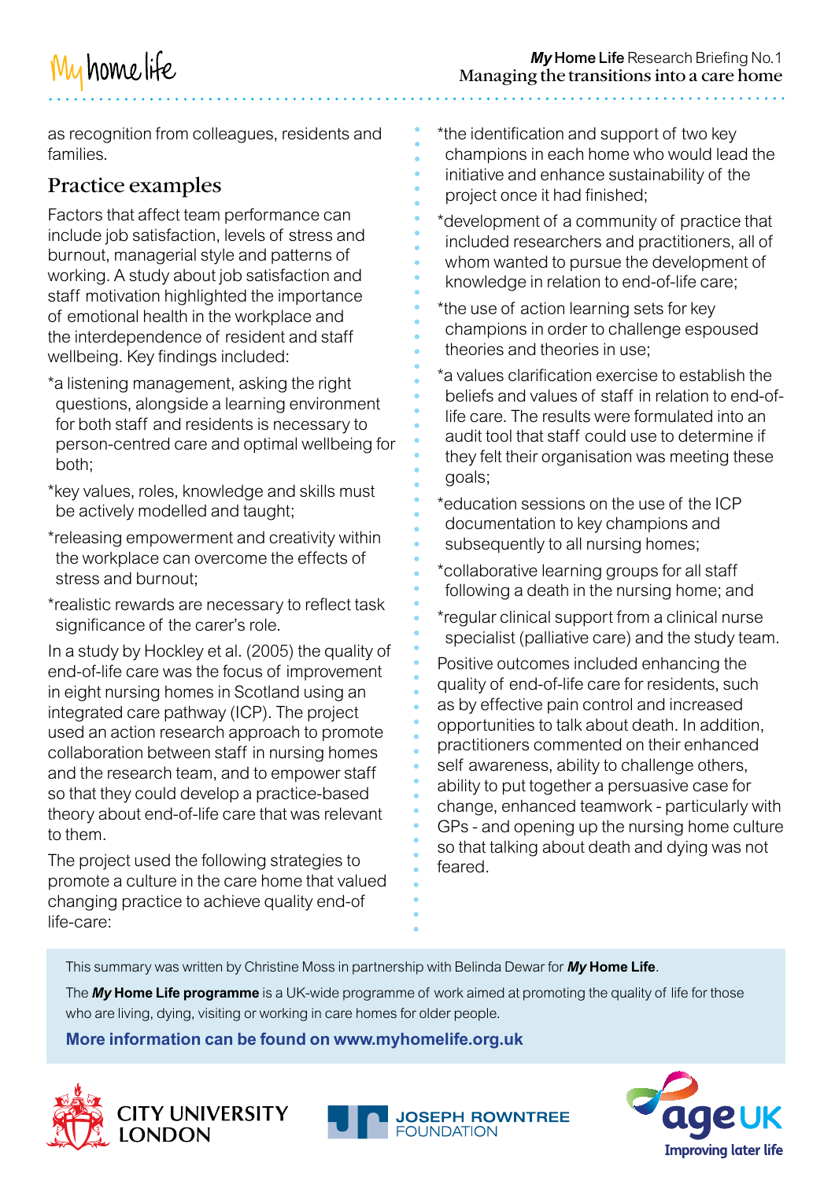as recognition from colleagues, residents and families.

## Practice examples

Factors that affect team performance can include job satisfaction, levels of stress and burnout, managerial style and patterns of working. A study about job satisfaction and staff motivation highlighted the importance of emotional health in the workplace and the interdependence of resident and staff wellbeing. Key findings included:

*a listening management, asking the right questions, alongside a learning environment for both staff and residents is necessary to person-centred care and optimal wellbeing for both;

*key values, roles, knowledge and skills must be actively modelled and taught;

*releasing empowerment and creativity within the workplace can overcome the effects of stress and burnout;

*realistic rewards are necessary to reflect task significance of the carer's role.

In a study by Hockley et al. (2005) the quality of end-of-life care was the focus of improvement in eight nursing homes in Scotland using an integrated care pathway (ICP). The project used an action research approach to promote collaboration between staff in nursing homes and the research team, and to empower staff so that they could develop a practice-based theory about end-of-life care that was relevant to them.

The project used the following strategies to promote a culture in the care home that valued changing practice to achieve quality end-of life-care:

*the identification and support of two key champions in each home who would lead the initiative and enhance sustainability of the project once it had finished;

*development of a community of practice that included researchers and practitioners, all of whom wanted to pursue the development of knowledge in relation to end-of-life care;

*the use of action learning sets for key champions in order to challenge espoused theories and theories in use;

*a values clarification exercise to establish the beliefs and values of staff in relation to end-of-life care. The results were formulated into an audit tool that staff could use to determine if they felt their organisation was meeting these goals;

*education sessions on the use of the ICP documentation to key champions and subsequently to all nursing homes;

*collaborative learning groups for all staff following a death in the nursing home; and

*regular clinical support from a clinical nurse specialist (palliative care) and the study team.

Positive outcomes included enhancing the quality of end-of-life care for residents, such as by effective pain control and increased opportunities to talk about death. In addition, practitioners commented on their enhanced self awareness, ability to challenge others, ability to put together a persuasive case for change, enhanced teamwork - particularly with GPs - and opening up the nursing home culture so that talking about death and dying was not feared.

This summary was written by Christine Moss in partnership with Belinda Dewar for ***My* Home Life**.

The ***My* Home Life programme** is a UK-wide programme of work aimed at promoting the quality of life for those who are living, dying, visiting or working in care homes for older people.

**More information can be found on www.myhomelife.org.uk**

CITY UNIVERSITY LONDON

JOSEPH ROWNTREE FOUNDATION

age UK Improving later life